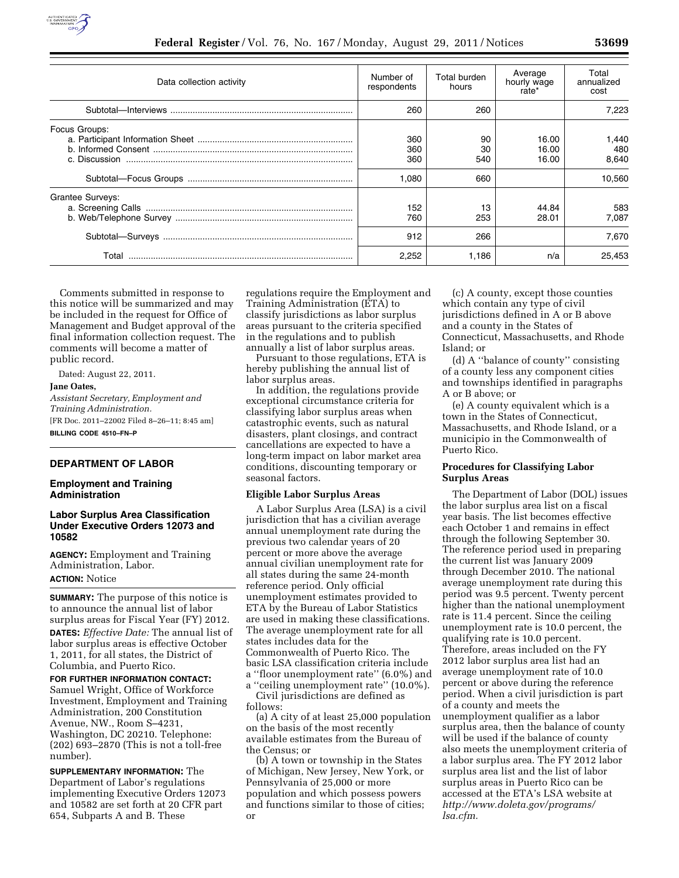| Data collection activity | Number of respondents | Total burden hours | Average hourly wage rate* | Total annualized cost |
|---|---|---|---|---|
| Subtotal—Interviews | 260 | 260 | | 7,223 |
| Focus Groups: | | | | |
| a. Participant Information Sheet | 360 | 90 | 16.00 | 1,440 |
| b. Informed Consent | 360 | 30 | 16.00 | 480 |
| c. Discussion | 360 | 540 | 16.00 | 8,640 |
| Subtotal—Focus Groups | 1,080 | 660 | | 10,560 |
| Grantee Surveys: | | | | |
| a. Screening Calls | 152 | 13 | 44.84 | 583 |
| b. Web/Telephone Survey | 760 | 253 | 28.01 | 7,087 |
| Subtotal—Surveys | 912 | 266 | | 7,670 |
| Total | 2,252 | 1,186 | n/a | 25,453 |

Comments submitted in response to this notice will be summarized and may be included in the request for Office of Management and Budget approval of the final information collection request. The comments will become a matter of public record.

Dated: August 22, 2011.

**Jane Oates,**

*Assistant Secretary, Employment and Training Administration.*

[FR Doc. 2011–22002 Filed 8–26–11; 8:45 am]

**BILLING CODE 4510–FN–P**

## DEPARTMENT OF LABOR

### Employment and Training Administration

### Labor Surplus Area Classification Under Executive Orders 12073 and 10582

**AGENCY:** Employment and Training Administration, Labor.

**ACTION:** Notice

**SUMMARY:** The purpose of this notice is to announce the annual list of labor surplus areas for Fiscal Year (FY) 2012.

**DATES:** *Effective Date:* The annual list of labor surplus areas is effective October 1, 2011, for all states, the District of Columbia, and Puerto Rico.

**FOR FURTHER INFORMATION CONTACT:** Samuel Wright, Office of Workforce Investment, Employment and Training Administration, 200 Constitution Avenue, NW., Room S–4231, Washington, DC 20210. Telephone: (202) 693–2870 (This is not a toll-free number).

**SUPPLEMENTARY INFORMATION:** The Department of Labor's regulations implementing Executive Orders 12073 and 10582 are set forth at 20 CFR part 654, Subparts A and B. These regulations require the Employment and Training Administration (ETA) to classify jurisdictions as labor surplus areas pursuant to the criteria specified in the regulations and to publish annually a list of labor surplus areas.

Pursuant to those regulations, ETA is hereby publishing the annual list of labor surplus areas.

In addition, the regulations provide exceptional circumstance criteria for classifying labor surplus areas when catastrophic events, such as natural disasters, plant closings, and contract cancellations are expected to have a long-term impact on labor market area conditions, discounting temporary or seasonal factors.

**Eligible Labor Surplus Areas**

A Labor Surplus Area (LSA) is a civil jurisdiction that has a civilian average annual unemployment rate during the previous two calendar years of 20 percent or more above the average annual civilian unemployment rate for all states during the same 24-month reference period. Only official unemployment estimates provided to ETA by the Bureau of Labor Statistics are used in making these classifications. The average unemployment rate for all states includes data for the Commonwealth of Puerto Rico. The basic LSA classification criteria include a ''floor unemployment rate'' (6.0%) and a ''ceiling unemployment rate'' (10.0%).

Civil jurisdictions are defined as follows:

(a) A city of at least 25,000 population on the basis of the most recently available estimates from the Bureau of the Census; or

(b) A town or township in the States of Michigan, New Jersey, New York, or Pennsylvania of 25,000 or more population and which possess powers and functions similar to those of cities; or

(c) A county, except those counties which contain any type of civil jurisdictions defined in A or B above and a county in the States of Connecticut, Massachusetts, and Rhode Island; or

(d) A ''balance of county'' consisting of a county less any component cities and townships identified in paragraphs A or B above; or

(e) A county equivalent which is a town in the States of Connecticut, Massachusetts, and Rhode Island, or a municipio in the Commonwealth of Puerto Rico.

**Procedures for Classifying Labor Surplus Areas**

The Department of Labor (DOL) issues the labor surplus area list on a fiscal year basis. The list becomes effective each October 1 and remains in effect through the following September 30. The reference period used in preparing the current list was January 2009 through December 2010. The national average unemployment rate during this period was 9.5 percent. Twenty percent higher than the national unemployment rate is 11.4 percent. Since the ceiling unemployment rate is 10.0 percent, the qualifying rate is 10.0 percent. Therefore, areas included on the FY 2012 labor surplus area list had an average unemployment rate of 10.0 percent or above during the reference period. When a civil jurisdiction is part of a county and meets the unemployment qualifier as a labor surplus area, then the balance of county will be used if the balance of county also meets the unemployment criteria of a labor surplus area. The FY 2012 labor surplus area list and the list of labor surplus areas in Puerto Rico can be accessed at the ETA's LSA website at *http://www.doleta.gov/programs/lsa.cfm.*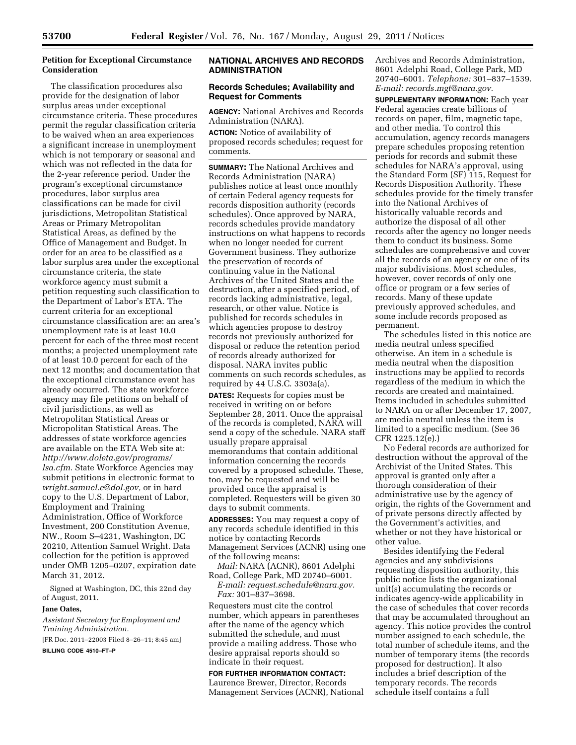**Petition for Exceptional Circumstance Consideration**

The classification procedures also provide for the designation of labor surplus areas under exceptional circumstance criteria. These procedures permit the regular classification criteria to be waived when an area experiences a significant increase in unemployment which is not temporary or seasonal and which was not reflected in the data for the 2-year reference period. Under the program's exceptional circumstance procedures, labor surplus area classifications can be made for civil jurisdictions, Metropolitan Statistical Areas or Primary Metropolitan Statistical Areas, as defined by the Office of Management and Budget. In order for an area to be classified as a labor surplus area under the exceptional circumstance criteria, the state workforce agency must submit a petition requesting such classification to the Department of Labor's ETA. The current criteria for an exceptional circumstance classification are: an area's unemployment rate is at least 10.0 percent for each of the three most recent months; a projected unemployment rate of at least 10.0 percent for each of the next 12 months; and documentation that the exceptional circumstance event has already occurred. The state workforce agency may file petitions on behalf of civil jurisdictions, as well as Metropolitan Statistical Areas or Micropolitan Statistical Areas. The addresses of state workforce agencies are available on the ETA Web site at: *http://www.doleta.gov/programs/lsa.cfm.* State Workforce Agencies may submit petitions in electronic format to *wright.samuel.e@dol.gov,* or in hard copy to the U.S. Department of Labor, Employment and Training Administration, Office of Workforce Investment, 200 Constitution Avenue, NW., Room S–4231, Washington, DC 20210, Attention Samuel Wright. Data collection for the petition is approved under OMB 1205–0207, expiration date March 31, 2012.

Signed at Washington, DC, this 22nd day of August, 2011.

**Jane Oates,**

*Assistant Secretary for Employment and Training Administration.*

[FR Doc. 2011–22003 Filed 8–26–11; 8:45 am]

**BILLING CODE 4510–FT–P**

## NATIONAL ARCHIVES AND RECORDS ADMINISTRATION

### Records Schedules; Availability and Request for Comments

**AGENCY:** National Archives and Records Administration (NARA).

**ACTION:** Notice of availability of proposed records schedules; request for comments.

**SUMMARY:** The National Archives and Records Administration (NARA) publishes notice at least once monthly of certain Federal agency requests for records disposition authority (records schedules). Once approved by NARA, records schedules provide mandatory instructions on what happens to records when no longer needed for current Government business. They authorize the preservation of records of continuing value in the National Archives of the United States and the destruction, after a specified period, of records lacking administrative, legal, research, or other value. Notice is published for records schedules in which agencies propose to destroy records not previously authorized for disposal or reduce the retention period of records already authorized for disposal. NARA invites public comments on such records schedules, as required by 44 U.S.C. 3303a(a).

**DATES:** Requests for copies must be received in writing on or before September 28, 2011. Once the appraisal of the records is completed, NARA will send a copy of the schedule. NARA staff usually prepare appraisal memorandums that contain additional information concerning the records covered by a proposed schedule. These, too, may be requested and will be provided once the appraisal is completed. Requesters will be given 30 days to submit comments.

**ADDRESSES:** You may request a copy of any records schedule identified in this notice by contacting Records Management Services (ACNR) using one of the following means:

*Mail:* NARA (ACNR), 8601 Adelphi Road, College Park, MD 20740–6001.

*E-mail: request.schedule@nara.gov.*

*Fax:* 301–837–3698.

Requesters must cite the control number, which appears in parentheses after the name of the agency which submitted the schedule, and must provide a mailing address. Those who desire appraisal reports should so indicate in their request.

**FOR FURTHER INFORMATION CONTACT:** Laurence Brewer, Director, Records Management Services (ACNR), National Archives and Records Administration, 8601 Adelphi Road, College Park, MD 20740–6001. *Telephone:* 301–837–1539. *E-mail: records.mgt@nara.gov.*

**SUPPLEMENTARY INFORMATION:** Each year Federal agencies create billions of records on paper, film, magnetic tape, and other media. To control this accumulation, agency records managers prepare schedules proposing retention periods for records and submit these schedules for NARA's approval, using the Standard Form (SF) 115, Request for Records Disposition Authority. These schedules provide for the timely transfer into the National Archives of historically valuable records and authorize the disposal of all other records after the agency no longer needs them to conduct its business. Some schedules are comprehensive and cover all the records of an agency or one of its major subdivisions. Most schedules, however, cover records of only one office or program or a few series of records. Many of these update previously approved schedules, and some include records proposed as permanent.

The schedules listed in this notice are media neutral unless specified otherwise. An item in a schedule is media neutral when the disposition instructions may be applied to records regardless of the medium in which the records are created and maintained. Items included in schedules submitted to NARA on or after December 17, 2007, are media neutral unless the item is limited to a specific medium. (See 36 CFR 1225.12(e).)

No Federal records are authorized for destruction without the approval of the Archivist of the United States. This approval is granted only after a thorough consideration of their administrative use by the agency of origin, the rights of the Government and of private persons directly affected by the Government's activities, and whether or not they have historical or other value.

Besides identifying the Federal agencies and any subdivisions requesting disposition authority, this public notice lists the organizational unit(s) accumulating the records or indicates agency-wide applicability in the case of schedules that cover records that may be accumulated throughout an agency. This notice provides the control number assigned to each schedule, the total number of schedule items, and the number of temporary items (the records proposed for destruction). It also includes a brief description of the temporary records. The records schedule itself contains a full